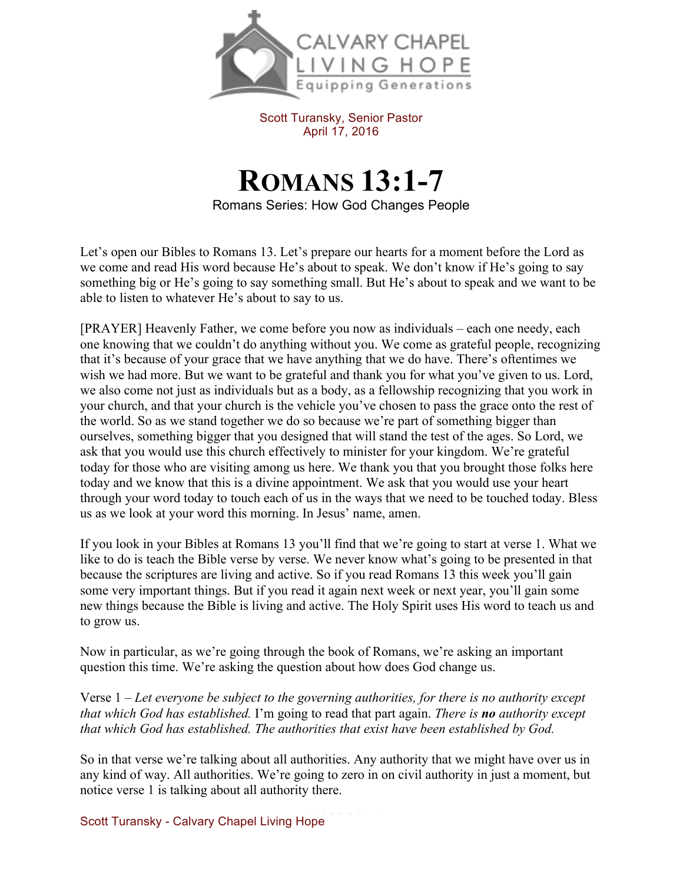Scott Turansky, Senior Pastor
April 17, 2016

# ROMANS 13:1-7

Romans Series: How God Changes People

Let's open our Bibles to Romans 13. Let's prepare our hearts for a moment before the Lord as we come and read His word because He's about to speak. We don't know if He's going to say something big or He's going to say something small. But He's about to speak and we want to be able to listen to whatever He's about to say to us.

[PRAYER] Heavenly Father, we come before you now as individuals – each one needy, each one knowing that we couldn't do anything without you. We come as grateful people, recognizing that it's because of your grace that we have anything that we do have. There's oftentimes we wish we had more. But we want to be grateful and thank you for what you've given to us. Lord, we also come not just as individuals but as a body, as a fellowship recognizing that you work in your church, and that your church is the vehicle you've chosen to pass the grace onto the rest of the world. So as we stand together we do so because we're part of something bigger than ourselves, something bigger that you designed that will stand the test of the ages. So Lord, we ask that you would use this church effectively to minister for your kingdom. We're grateful today for those who are visiting among us here. We thank you that you brought those folks here today and we know that this is a divine appointment. We ask that you would use your heart through your word today to touch each of us in the ways that we need to be touched today. Bless us as we look at your word this morning. In Jesus' name, amen.

If you look in your Bibles at Romans 13 you'll find that we're going to start at verse 1. What we like to do is teach the Bible verse by verse. We never know what's going to be presented in that because the scriptures are living and active. So if you read Romans 13 this week you'll gain some very important things. But if you read it again next week or next year, you'll gain some new things because the Bible is living and active. The Holy Spirit uses His word to teach us and to grow us.

Now in particular, as we're going through the book of Romans, we're asking an important question this time. We're asking the question about how does God change us.

Verse 1 – *Let everyone be subject to the governing authorities, for there is no authority except that which God has established.* I'm going to read that part again. *There is* ***no*** *authority except that which God has established. The authorities that exist have been established by God.*

So in that verse we're talking about all authorities. Any authority that we might have over us in any kind of way. All authorities. We're going to zero in on civil authority in just a moment, but notice verse 1 is talking about all authority there.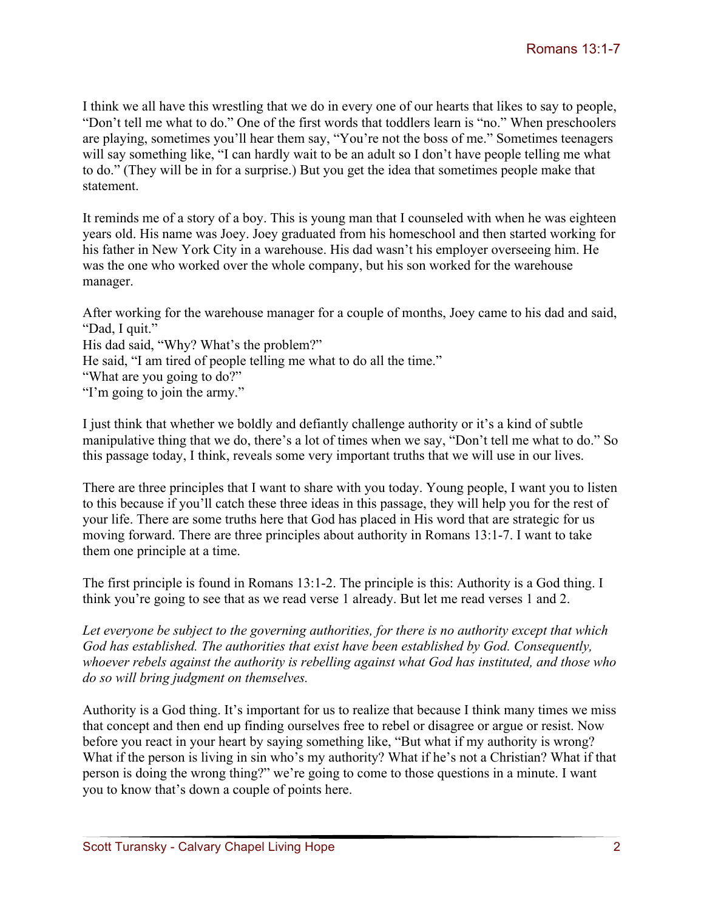I think we all have this wrestling that we do in every one of our hearts that likes to say to people, "Don't tell me what to do." One of the first words that toddlers learn is "no." When preschoolers are playing, sometimes you'll hear them say, "You're not the boss of me." Sometimes teenagers will say something like, "I can hardly wait to be an adult so I don't have people telling me what to do." (They will be in for a surprise.) But you get the idea that sometimes people make that statement.

It reminds me of a story of a boy. This is young man that I counseled with when he was eighteen years old. His name was Joey. Joey graduated from his homeschool and then started working for his father in New York City in a warehouse. His dad wasn't his employer overseeing him. He was the one who worked over the whole company, but his son worked for the warehouse manager.

After working for the warehouse manager for a couple of months, Joey came to his dad and said, "Dad, I quit."
His dad said, "Why? What's the problem?"
He said, "I am tired of people telling me what to do all the time."
"What are you going to do?"
"I'm going to join the army."

I just think that whether we boldly and defiantly challenge authority or it's a kind of subtle manipulative thing that we do, there's a lot of times when we say, "Don't tell me what to do." So this passage today, I think, reveals some very important truths that we will use in our lives.

There are three principles that I want to share with you today. Young people, I want you to listen to this because if you'll catch these three ideas in this passage, they will help you for the rest of your life. There are some truths here that God has placed in His word that are strategic for us moving forward. There are three principles about authority in Romans 13:1-7. I want to take them one principle at a time.

The first principle is found in Romans 13:1-2. The principle is this: Authority is a God thing. I think you're going to see that as we read verse 1 already. But let me read verses 1 and 2.

*Let everyone be subject to the governing authorities, for there is no authority except that which God has established. The authorities that exist have been established by God. Consequently, whoever rebels against the authority is rebelling against what God has instituted, and those who do so will bring judgment on themselves.*

Authority is a God thing. It's important for us to realize that because I think many times we miss that concept and then end up finding ourselves free to rebel or disagree or argue or resist. Now before you react in your heart by saying something like, "But what if my authority is wrong? What if the person is living in sin who's my authority? What if he's not a Christian? What if that person is doing the wrong thing?" we're going to come to those questions in a minute. I want you to know that's down a couple of points here.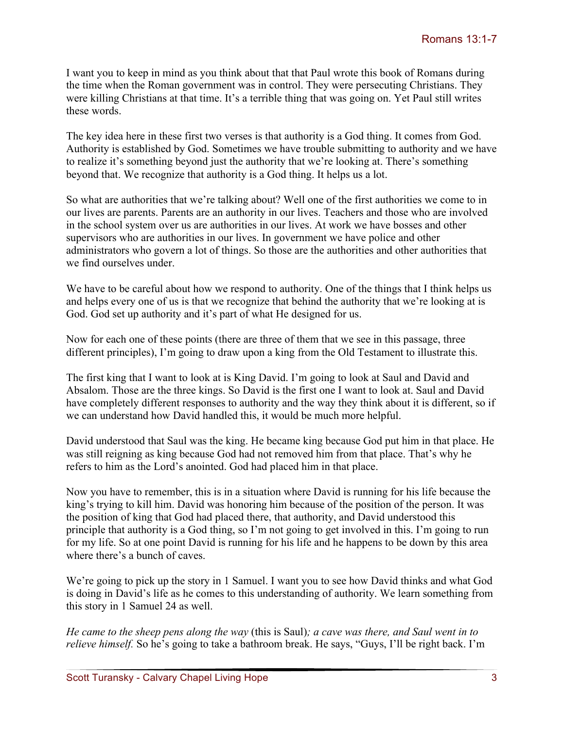I want you to keep in mind as you think about that that Paul wrote this book of Romans during the time when the Roman government was in control. They were persecuting Christians. They were killing Christians at that time. It's a terrible thing that was going on. Yet Paul still writes these words.

The key idea here in these first two verses is that authority is a God thing. It comes from God. Authority is established by God. Sometimes we have trouble submitting to authority and we have to realize it's something beyond just the authority that we're looking at. There's something beyond that. We recognize that authority is a God thing. It helps us a lot.

So what are authorities that we're talking about? Well one of the first authorities we come to in our lives are parents. Parents are an authority in our lives. Teachers and those who are involved in the school system over us are authorities in our lives. At work we have bosses and other supervisors who are authorities in our lives. In government we have police and other administrators who govern a lot of things. So those are the authorities and other authorities that we find ourselves under.

We have to be careful about how we respond to authority. One of the things that I think helps us and helps every one of us is that we recognize that behind the authority that we're looking at is God. God set up authority and it's part of what He designed for us.

Now for each one of these points (there are three of them that we see in this passage, three different principles), I'm going to draw upon a king from the Old Testament to illustrate this.

The first king that I want to look at is King David. I'm going to look at Saul and David and Absalom. Those are the three kings. So David is the first one I want to look at. Saul and David have completely different responses to authority and the way they think about it is different, so if we can understand how David handled this, it would be much more helpful.

David understood that Saul was the king. He became king because God put him in that place. He was still reigning as king because God had not removed him from that place. That's why he refers to him as the Lord's anointed. God had placed him in that place.

Now you have to remember, this is in a situation where David is running for his life because the king's trying to kill him. David was honoring him because of the position of the person. It was the position of king that God had placed there, that authority, and David understood this principle that authority is a God thing, so I'm not going to get involved in this. I'm going to run for my life. So at one point David is running for his life and he happens to be down by this area where there's a bunch of caves.

We're going to pick up the story in 1 Samuel. I want you to see how David thinks and what God is doing in David's life as he comes to this understanding of authority. We learn something from this story in 1 Samuel 24 as well.

*He came to the sheep pens along the way* (this is Saul)*; a cave was there, and Saul went in to relieve himself.* So he's going to take a bathroom break. He says, "Guys, I'll be right back. I'm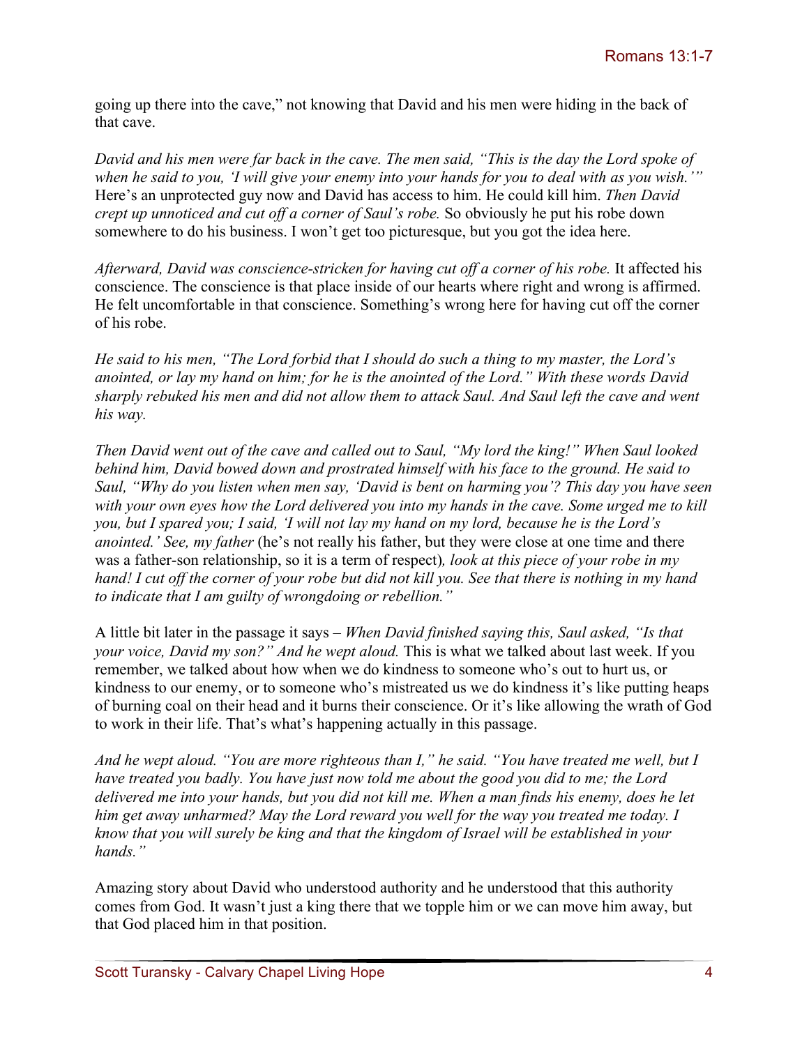going up there into the cave," not knowing that David and his men were hiding in the back of that cave.

*David and his men were far back in the cave. The men said, "This is the day the Lord spoke of when he said to you, 'I will give your enemy into your hands for you to deal with as you wish.'"* Here's an unprotected guy now and David has access to him. He could kill him. *Then David crept up unnoticed and cut off a corner of Saul's robe.* So obviously he put his robe down somewhere to do his business. I won't get too picturesque, but you got the idea here.

*Afterward, David was conscience-stricken for having cut off a corner of his robe.* It affected his conscience. The conscience is that place inside of our hearts where right and wrong is affirmed. He felt uncomfortable in that conscience. Something's wrong here for having cut off the corner of his robe.

*He said to his men, "The Lord forbid that I should do such a thing to my master, the Lord's anointed, or lay my hand on him; for he is the anointed of the Lord." With these words David sharply rebuked his men and did not allow them to attack Saul. And Saul left the cave and went his way.*

*Then David went out of the cave and called out to Saul, "My lord the king!" When Saul looked behind him, David bowed down and prostrated himself with his face to the ground. He said to Saul, "Why do you listen when men say, 'David is bent on harming you'? This day you have seen with your own eyes how the Lord delivered you into my hands in the cave. Some urged me to kill you, but I spared you; I said, 'I will not lay my hand on my lord, because he is the Lord's anointed.' See, my father* (he's not really his father, but they were close at one time and there was a father-son relationship, so it is a term of respect)*, look at this piece of your robe in my hand! I cut off the corner of your robe but did not kill you. See that there is nothing in my hand to indicate that I am guilty of wrongdoing or rebellion."*

A little bit later in the passage it says – *When David finished saying this, Saul asked, "Is that your voice, David my son?" And he wept aloud.* This is what we talked about last week. If you remember, we talked about how when we do kindness to someone who's out to hurt us, or kindness to our enemy, or to someone who's mistreated us we do kindness it's like putting heaps of burning coal on their head and it burns their conscience. Or it's like allowing the wrath of God to work in their life. That's what's happening actually in this passage.

*And he wept aloud. "You are more righteous than I," he said. "You have treated me well, but I have treated you badly. You have just now told me about the good you did to me; the Lord delivered me into your hands, but you did not kill me. When a man finds his enemy, does he let him get away unharmed? May the Lord reward you well for the way you treated me today. I know that you will surely be king and that the kingdom of Israel will be established in your hands."*

Amazing story about David who understood authority and he understood that this authority comes from God. It wasn't just a king there that we topple him or we can move him away, but that God placed him in that position.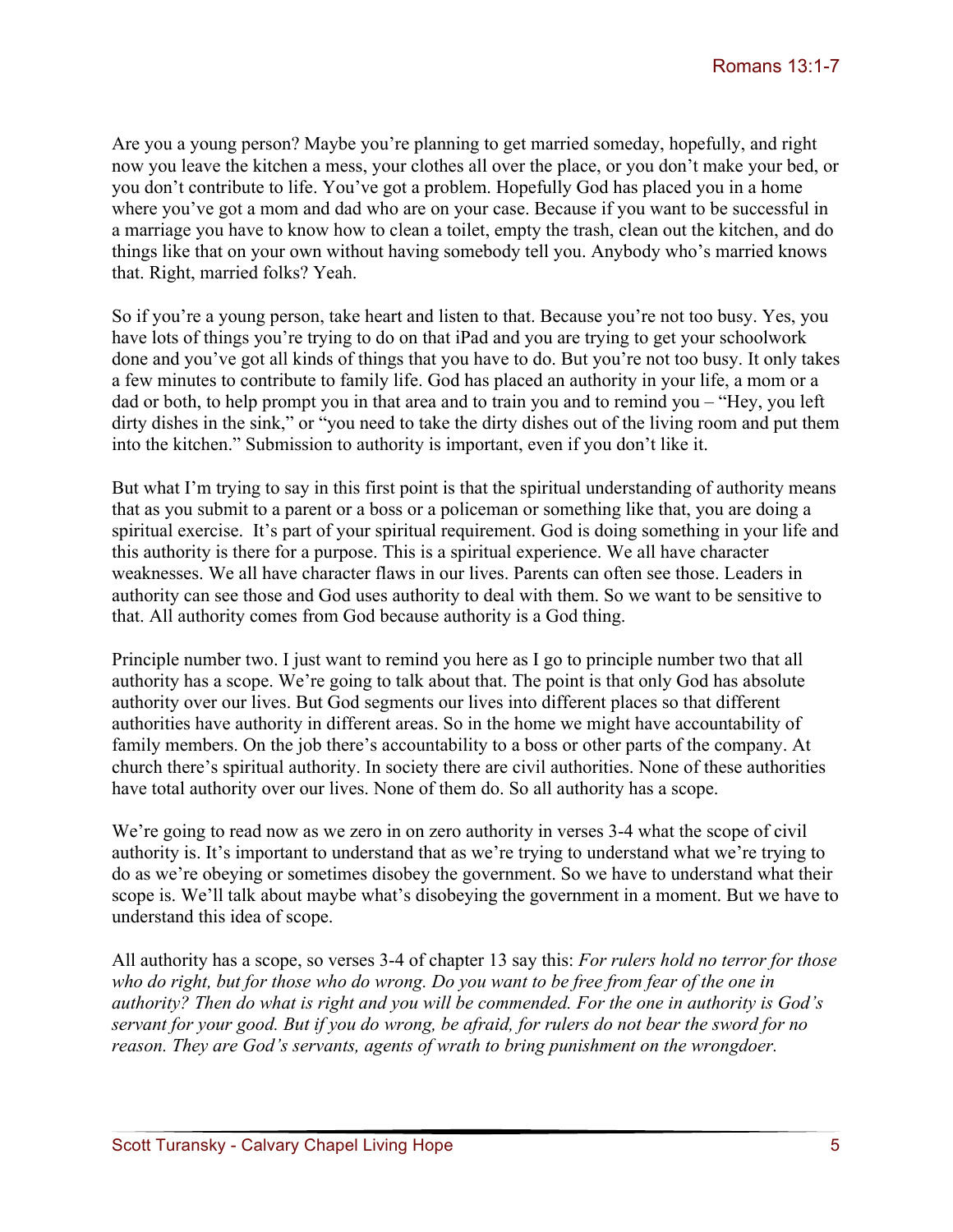Are you a young person? Maybe you're planning to get married someday, hopefully, and right now you leave the kitchen a mess, your clothes all over the place, or you don't make your bed, or you don't contribute to life. You've got a problem. Hopefully God has placed you in a home where you've got a mom and dad who are on your case. Because if you want to be successful in a marriage you have to know how to clean a toilet, empty the trash, clean out the kitchen, and do things like that on your own without having somebody tell you. Anybody who's married knows that. Right, married folks? Yeah.

So if you're a young person, take heart and listen to that. Because you're not too busy. Yes, you have lots of things you're trying to do on that iPad and you are trying to get your schoolwork done and you've got all kinds of things that you have to do. But you're not too busy. It only takes a few minutes to contribute to family life. God has placed an authority in your life, a mom or a dad or both, to help prompt you in that area and to train you and to remind you – "Hey, you left dirty dishes in the sink," or "you need to take the dirty dishes out of the living room and put them into the kitchen." Submission to authority is important, even if you don't like it.

But what I'm trying to say in this first point is that the spiritual understanding of authority means that as you submit to a parent or a boss or a policeman or something like that, you are doing a spiritual exercise. It's part of your spiritual requirement. God is doing something in your life and this authority is there for a purpose. This is a spiritual experience. We all have character weaknesses. We all have character flaws in our lives. Parents can often see those. Leaders in authority can see those and God uses authority to deal with them. So we want to be sensitive to that. All authority comes from God because authority is a God thing.

Principle number two. I just want to remind you here as I go to principle number two that all authority has a scope. We're going to talk about that. The point is that only God has absolute authority over our lives. But God segments our lives into different places so that different authorities have authority in different areas. So in the home we might have accountability of family members. On the job there's accountability to a boss or other parts of the company. At church there's spiritual authority. In society there are civil authorities. None of these authorities have total authority over our lives. None of them do. So all authority has a scope.

We're going to read now as we zero in on zero authority in verses 3-4 what the scope of civil authority is. It's important to understand that as we're trying to understand what we're trying to do as we're obeying or sometimes disobey the government. So we have to understand what their scope is. We'll talk about maybe what's disobeying the government in a moment. But we have to understand this idea of scope.

All authority has a scope, so verses 3-4 of chapter 13 say this: *For rulers hold no terror for those who do right, but for those who do wrong. Do you want to be free from fear of the one in authority? Then do what is right and you will be commended. For the one in authority is God's servant for your good. But if you do wrong, be afraid, for rulers do not bear the sword for no reason. They are God's servants, agents of wrath to bring punishment on the wrongdoer.*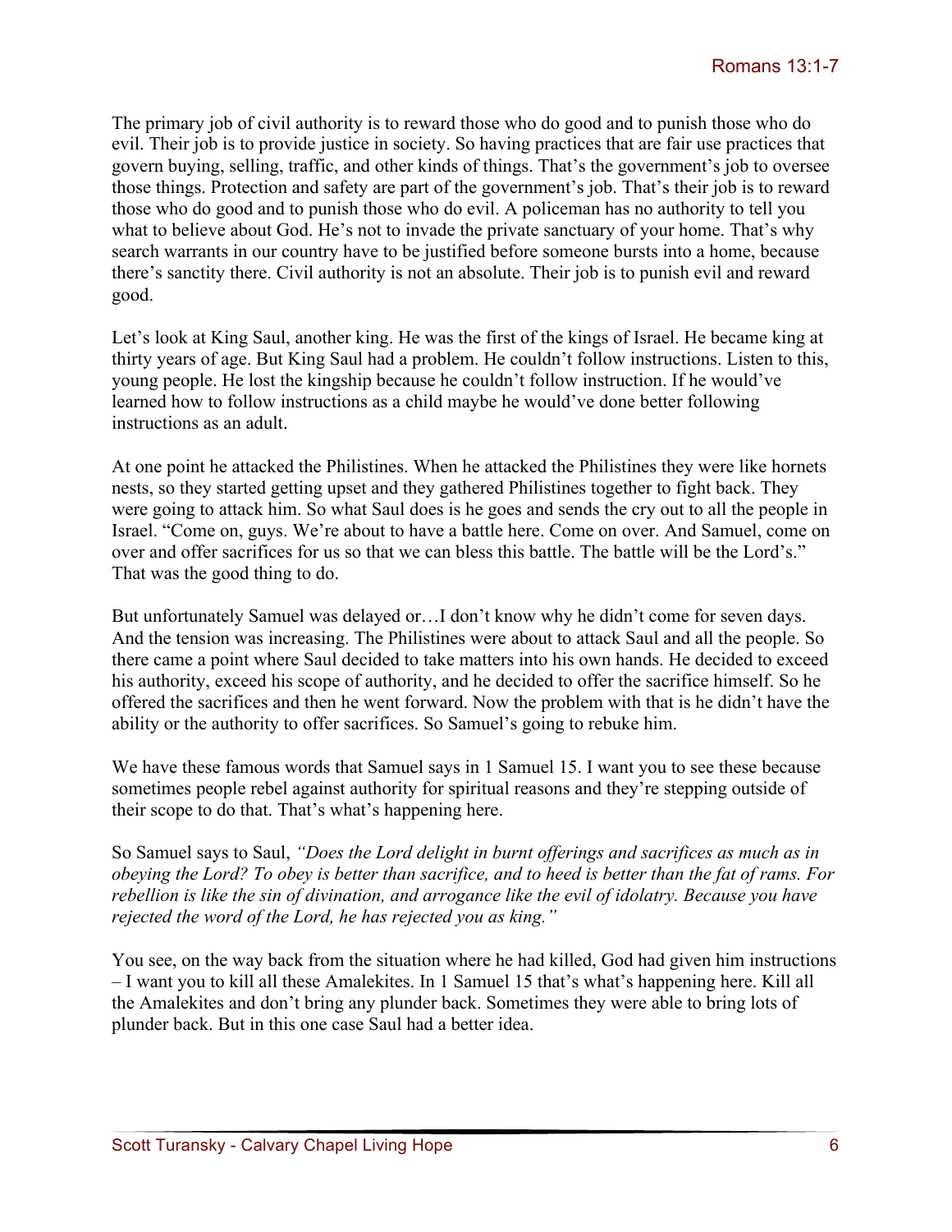The primary job of civil authority is to reward those who do good and to punish those who do evil. Their job is to provide justice in society. So having practices that are fair use practices that govern buying, selling, traffic, and other kinds of things. That's the government's job to oversee those things. Protection and safety are part of the government's job. That's their job is to reward those who do good and to punish those who do evil. A policeman has no authority to tell you what to believe about God. He's not to invade the private sanctuary of your home. That's why search warrants in our country have to be justified before someone bursts into a home, because there's sanctity there. Civil authority is not an absolute. Their job is to punish evil and reward good.

Let's look at King Saul, another king. He was the first of the kings of Israel. He became king at thirty years of age. But King Saul had a problem. He couldn't follow instructions. Listen to this, young people. He lost the kingship because he couldn't follow instruction. If he would've learned how to follow instructions as a child maybe he would've done better following instructions as an adult.

At one point he attacked the Philistines. When he attacked the Philistines they were like hornets nests, so they started getting upset and they gathered Philistines together to fight back. They were going to attack him. So what Saul does is he goes and sends the cry out to all the people in Israel. "Come on, guys. We're about to have a battle here. Come on over. And Samuel, come on over and offer sacrifices for us so that we can bless this battle. The battle will be the Lord's." That was the good thing to do.

But unfortunately Samuel was delayed or…I don't know why he didn't come for seven days. And the tension was increasing. The Philistines were about to attack Saul and all the people. So there came a point where Saul decided to take matters into his own hands. He decided to exceed his authority, exceed his scope of authority, and he decided to offer the sacrifice himself. So he offered the sacrifices and then he went forward. Now the problem with that is he didn't have the ability or the authority to offer sacrifices. So Samuel's going to rebuke him.

We have these famous words that Samuel says in 1 Samuel 15. I want you to see these because sometimes people rebel against authority for spiritual reasons and they're stepping outside of their scope to do that. That's what's happening here.

So Samuel says to Saul, *"Does the Lord delight in burnt offerings and sacrifices as much as in obeying the Lord? To obey is better than sacrifice, and to heed is better than the fat of rams. For rebellion is like the sin of divination, and arrogance like the evil of idolatry. Because you have rejected the word of the Lord, he has rejected you as king."*

You see, on the way back from the situation where he had killed, God had given him instructions – I want you to kill all these Amalekites. In 1 Samuel 15 that's what's happening here. Kill all the Amalekites and don't bring any plunder back. Sometimes they were able to bring lots of plunder back. But in this one case Saul had a better idea.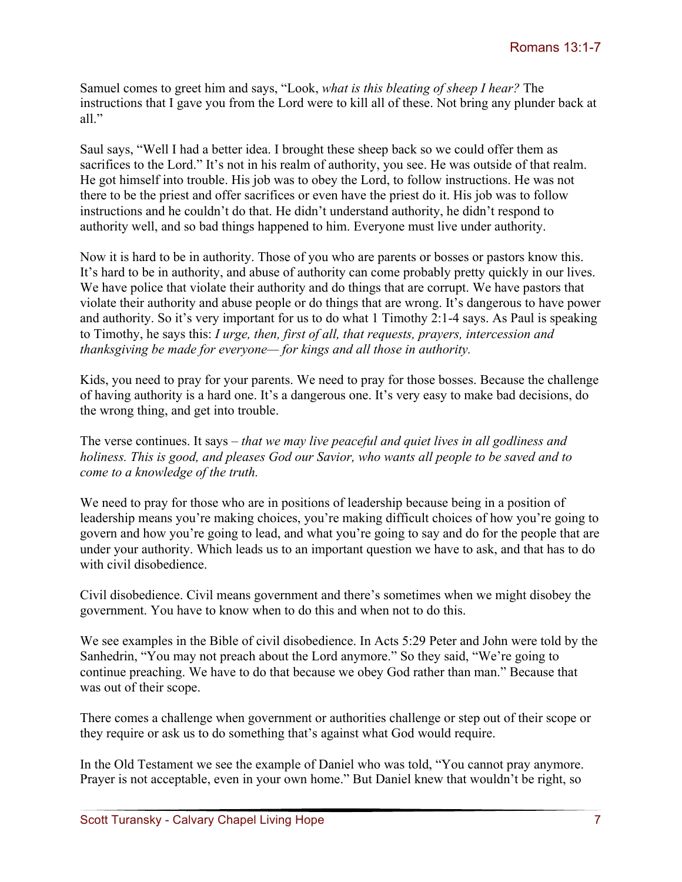Samuel comes to greet him and says, "Look, *what is this bleating of sheep I hear?* The instructions that I gave you from the Lord were to kill all of these. Not bring any plunder back at all."

Saul says, "Well I had a better idea. I brought these sheep back so we could offer them as sacrifices to the Lord." It's not in his realm of authority, you see. He was outside of that realm. He got himself into trouble. His job was to obey the Lord, to follow instructions. He was not there to be the priest and offer sacrifices or even have the priest do it. His job was to follow instructions and he couldn't do that. He didn't understand authority, he didn't respond to authority well, and so bad things happened to him. Everyone must live under authority.

Now it is hard to be in authority. Those of you who are parents or bosses or pastors know this. It's hard to be in authority, and abuse of authority can come probably pretty quickly in our lives. We have police that violate their authority and do things that are corrupt. We have pastors that violate their authority and abuse people or do things that are wrong. It's dangerous to have power and authority. So it's very important for us to do what 1 Timothy 2:1-4 says. As Paul is speaking to Timothy, he says this: *I urge, then, first of all, that requests, prayers, intercession and thanksgiving be made for everyone— for kings and all those in authority.*

Kids, you need to pray for your parents. We need to pray for those bosses. Because the challenge of having authority is a hard one. It's a dangerous one. It's very easy to make bad decisions, do the wrong thing, and get into trouble.

The verse continues. It says – *that we may live peaceful and quiet lives in all godliness and holiness. This is good, and pleases God our Savior, who wants all people to be saved and to come to a knowledge of the truth.*

We need to pray for those who are in positions of leadership because being in a position of leadership means you're making choices, you're making difficult choices of how you're going to govern and how you're going to lead, and what you're going to say and do for the people that are under your authority. Which leads us to an important question we have to ask, and that has to do with civil disobedience.

Civil disobedience. Civil means government and there's sometimes when we might disobey the government. You have to know when to do this and when not to do this.

We see examples in the Bible of civil disobedience. In Acts 5:29 Peter and John were told by the Sanhedrin, "You may not preach about the Lord anymore." So they said, "We're going to continue preaching. We have to do that because we obey God rather than man." Because that was out of their scope.

There comes a challenge when government or authorities challenge or step out of their scope or they require or ask us to do something that's against what God would require.

In the Old Testament we see the example of Daniel who was told, "You cannot pray anymore. Prayer is not acceptable, even in your own home." But Daniel knew that wouldn't be right, so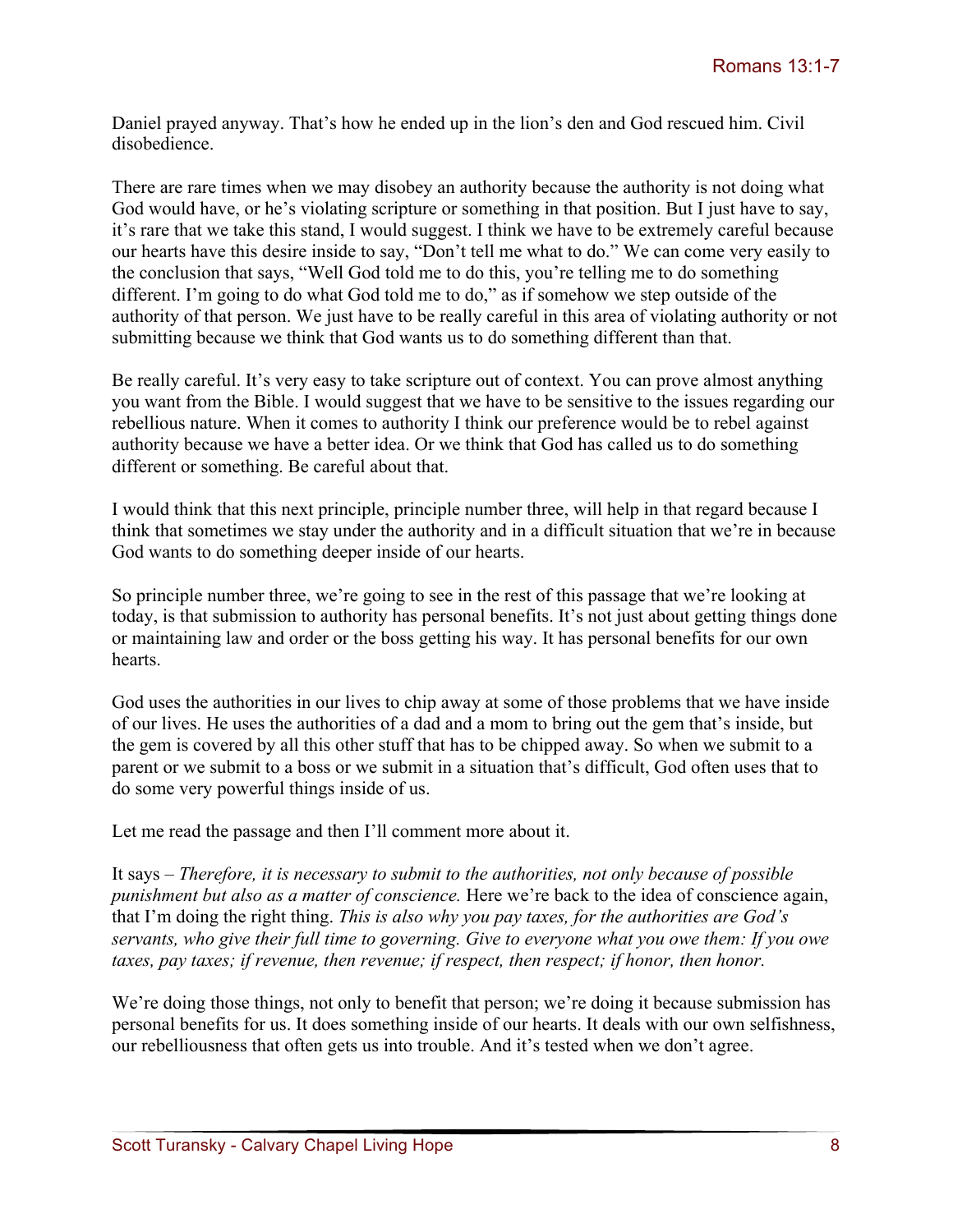Daniel prayed anyway. That's how he ended up in the lion's den and God rescued him. Civil disobedience.

There are rare times when we may disobey an authority because the authority is not doing what God would have, or he's violating scripture or something in that position. But I just have to say, it's rare that we take this stand, I would suggest. I think we have to be extremely careful because our hearts have this desire inside to say, "Don't tell me what to do." We can come very easily to the conclusion that says, "Well God told me to do this, you're telling me to do something different. I'm going to do what God told me to do," as if somehow we step outside of the authority of that person. We just have to be really careful in this area of violating authority or not submitting because we think that God wants us to do something different than that.

Be really careful. It's very easy to take scripture out of context. You can prove almost anything you want from the Bible. I would suggest that we have to be sensitive to the issues regarding our rebellious nature. When it comes to authority I think our preference would be to rebel against authority because we have a better idea. Or we think that God has called us to do something different or something. Be careful about that.

I would think that this next principle, principle number three, will help in that regard because I think that sometimes we stay under the authority and in a difficult situation that we're in because God wants to do something deeper inside of our hearts.

So principle number three, we're going to see in the rest of this passage that we're looking at today, is that submission to authority has personal benefits. It's not just about getting things done or maintaining law and order or the boss getting his way. It has personal benefits for our own hearts.

God uses the authorities in our lives to chip away at some of those problems that we have inside of our lives. He uses the authorities of a dad and a mom to bring out the gem that's inside, but the gem is covered by all this other stuff that has to be chipped away. So when we submit to a parent or we submit to a boss or we submit in a situation that's difficult, God often uses that to do some very powerful things inside of us.

Let me read the passage and then I'll comment more about it.

It says – *Therefore, it is necessary to submit to the authorities, not only because of possible punishment but also as a matter of conscience.* Here we're back to the idea of conscience again, that I'm doing the right thing. *This is also why you pay taxes, for the authorities are God's servants, who give their full time to governing. Give to everyone what you owe them: If you owe taxes, pay taxes; if revenue, then revenue; if respect, then respect; if honor, then honor.*

We're doing those things, not only to benefit that person; we're doing it because submission has personal benefits for us. It does something inside of our hearts. It deals with our own selfishness, our rebelliousness that often gets us into trouble. And it's tested when we don't agree.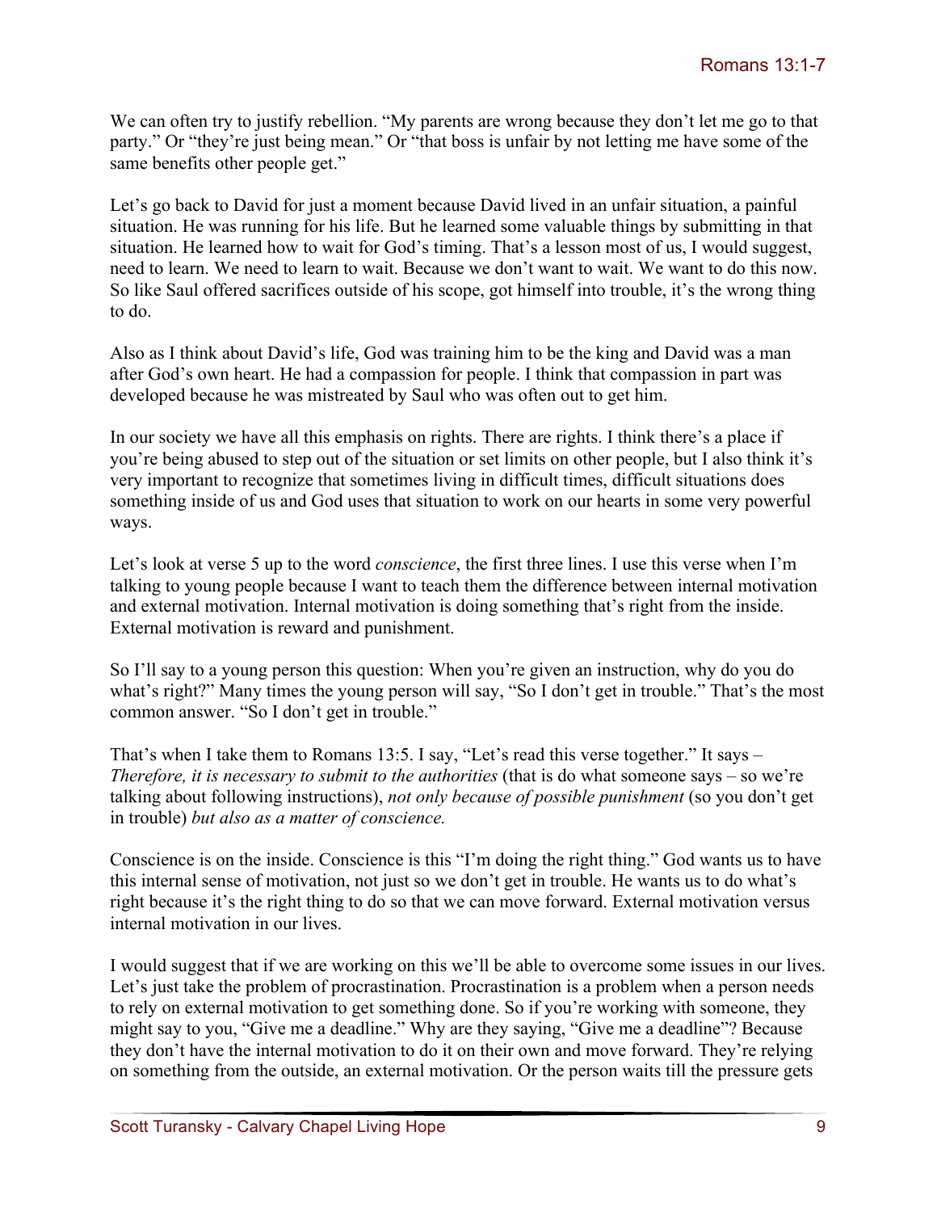We can often try to justify rebellion. "My parents are wrong because they don't let me go to that party." Or "they're just being mean." Or "that boss is unfair by not letting me have some of the same benefits other people get."

Let's go back to David for just a moment because David lived in an unfair situation, a painful situation. He was running for his life. But he learned some valuable things by submitting in that situation. He learned how to wait for God's timing. That's a lesson most of us, I would suggest, need to learn. We need to learn to wait. Because we don't want to wait. We want to do this now. So like Saul offered sacrifices outside of his scope, got himself into trouble, it's the wrong thing to do.

Also as I think about David's life, God was training him to be the king and David was a man after God's own heart. He had a compassion for people. I think that compassion in part was developed because he was mistreated by Saul who was often out to get him.

In our society we have all this emphasis on rights. There are rights. I think there's a place if you're being abused to step out of the situation or set limits on other people, but I also think it's very important to recognize that sometimes living in difficult times, difficult situations does something inside of us and God uses that situation to work on our hearts in some very powerful ways.

Let's look at verse 5 up to the word *conscience*, the first three lines. I use this verse when I'm talking to young people because I want to teach them the difference between internal motivation and external motivation. Internal motivation is doing something that's right from the inside. External motivation is reward and punishment.

So I'll say to a young person this question: When you're given an instruction, why do you do what's right?" Many times the young person will say, "So I don't get in trouble." That's the most common answer. "So I don't get in trouble."

That's when I take them to Romans 13:5. I say, "Let's read this verse together." It says – *Therefore, it is necessary to submit to the authorities* (that is do what someone says – so we're talking about following instructions), *not only because of possible punishment* (so you don't get in trouble) *but also as a matter of conscience.*

Conscience is on the inside. Conscience is this "I'm doing the right thing." God wants us to have this internal sense of motivation, not just so we don't get in trouble. He wants us to do what's right because it's the right thing to do so that we can move forward. External motivation versus internal motivation in our lives.

I would suggest that if we are working on this we'll be able to overcome some issues in our lives. Let's just take the problem of procrastination. Procrastination is a problem when a person needs to rely on external motivation to get something done. So if you're working with someone, they might say to you, "Give me a deadline." Why are they saying, "Give me a deadline"? Because they don't have the internal motivation to do it on their own and move forward. They're relying on something from the outside, an external motivation. Or the person waits till the pressure gets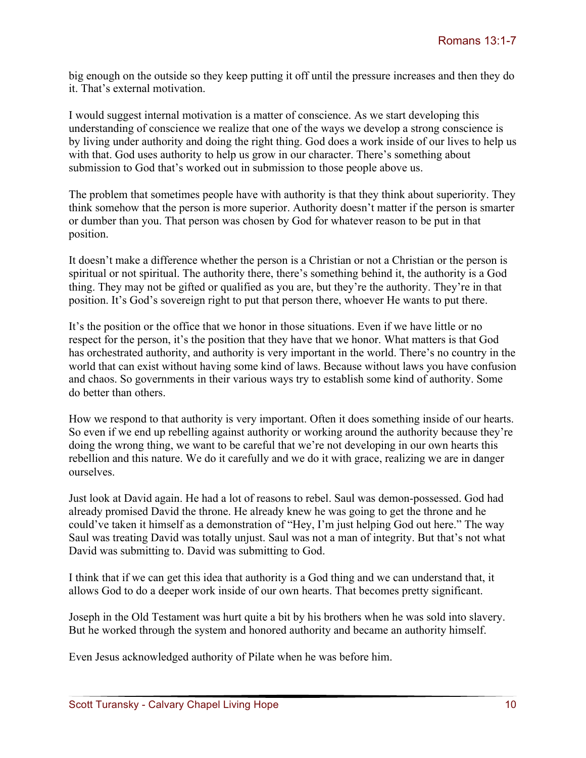big enough on the outside so they keep putting it off until the pressure increases and then they do it. That's external motivation.

I would suggest internal motivation is a matter of conscience. As we start developing this understanding of conscience we realize that one of the ways we develop a strong conscience is by living under authority and doing the right thing. God does a work inside of our lives to help us with that. God uses authority to help us grow in our character. There's something about submission to God that's worked out in submission to those people above us.

The problem that sometimes people have with authority is that they think about superiority. They think somehow that the person is more superior. Authority doesn't matter if the person is smarter or dumber than you. That person was chosen by God for whatever reason to be put in that position.

It doesn't make a difference whether the person is a Christian or not a Christian or the person is spiritual or not spiritual. The authority there, there's something behind it, the authority is a God thing. They may not be gifted or qualified as you are, but they're the authority. They're in that position. It's God's sovereign right to put that person there, whoever He wants to put there.

It's the position or the office that we honor in those situations. Even if we have little or no respect for the person, it's the position that they have that we honor. What matters is that God has orchestrated authority, and authority is very important in the world. There's no country in the world that can exist without having some kind of laws. Because without laws you have confusion and chaos. So governments in their various ways try to establish some kind of authority. Some do better than others.

How we respond to that authority is very important. Often it does something inside of our hearts. So even if we end up rebelling against authority or working around the authority because they're doing the wrong thing, we want to be careful that we're not developing in our own hearts this rebellion and this nature. We do it carefully and we do it with grace, realizing we are in danger ourselves.

Just look at David again. He had a lot of reasons to rebel. Saul was demon-possessed. God had already promised David the throne. He already knew he was going to get the throne and he could've taken it himself as a demonstration of "Hey, I'm just helping God out here." The way Saul was treating David was totally unjust. Saul was not a man of integrity. But that's not what David was submitting to. David was submitting to God.

I think that if we can get this idea that authority is a God thing and we can understand that, it allows God to do a deeper work inside of our own hearts. That becomes pretty significant.

Joseph in the Old Testament was hurt quite a bit by his brothers when he was sold into slavery. But he worked through the system and honored authority and became an authority himself.

Even Jesus acknowledged authority of Pilate when he was before him.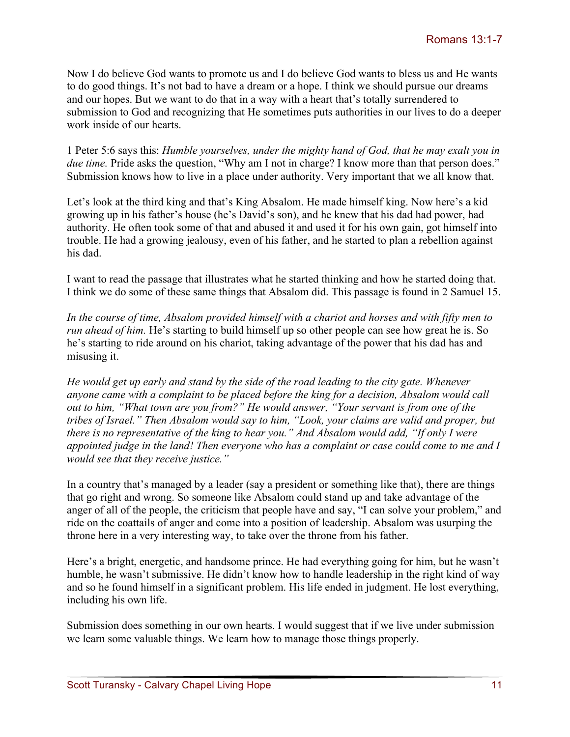Now I do believe God wants to promote us and I do believe God wants to bless us and He wants to do good things. It's not bad to have a dream or a hope. I think we should pursue our dreams and our hopes. But we want to do that in a way with a heart that's totally surrendered to submission to God and recognizing that He sometimes puts authorities in our lives to do a deeper work inside of our hearts.

1 Peter 5:6 says this: *Humble yourselves, under the mighty hand of God, that he may exalt you in due time.* Pride asks the question, "Why am I not in charge? I know more than that person does." Submission knows how to live in a place under authority. Very important that we all know that.

Let's look at the third king and that's King Absalom. He made himself king. Now here's a kid growing up in his father's house (he's David's son), and he knew that his dad had power, had authority. He often took some of that and abused it and used it for his own gain, got himself into trouble. He had a growing jealousy, even of his father, and he started to plan a rebellion against his dad.

I want to read the passage that illustrates what he started thinking and how he started doing that. I think we do some of these same things that Absalom did. This passage is found in 2 Samuel 15.

*In the course of time, Absalom provided himself with a chariot and horses and with fifty men to run ahead of him.* He's starting to build himself up so other people can see how great he is. So he's starting to ride around on his chariot, taking advantage of the power that his dad has and misusing it.

*He would get up early and stand by the side of the road leading to the city gate. Whenever anyone came with a complaint to be placed before the king for a decision, Absalom would call out to him, "What town are you from?" He would answer, "Your servant is from one of the tribes of Israel." Then Absalom would say to him, "Look, your claims are valid and proper, but there is no representative of the king to hear you." And Absalom would add, "If only I were appointed judge in the land! Then everyone who has a complaint or case could come to me and I would see that they receive justice."*

In a country that's managed by a leader (say a president or something like that), there are things that go right and wrong. So someone like Absalom could stand up and take advantage of the anger of all of the people, the criticism that people have and say, "I can solve your problem," and ride on the coattails of anger and come into a position of leadership. Absalom was usurping the throne here in a very interesting way, to take over the throne from his father.

Here's a bright, energetic, and handsome prince. He had everything going for him, but he wasn't humble, he wasn't submissive. He didn't know how to handle leadership in the right kind of way and so he found himself in a significant problem. His life ended in judgment. He lost everything, including his own life.

Submission does something in our own hearts. I would suggest that if we live under submission we learn some valuable things. We learn how to manage those things properly.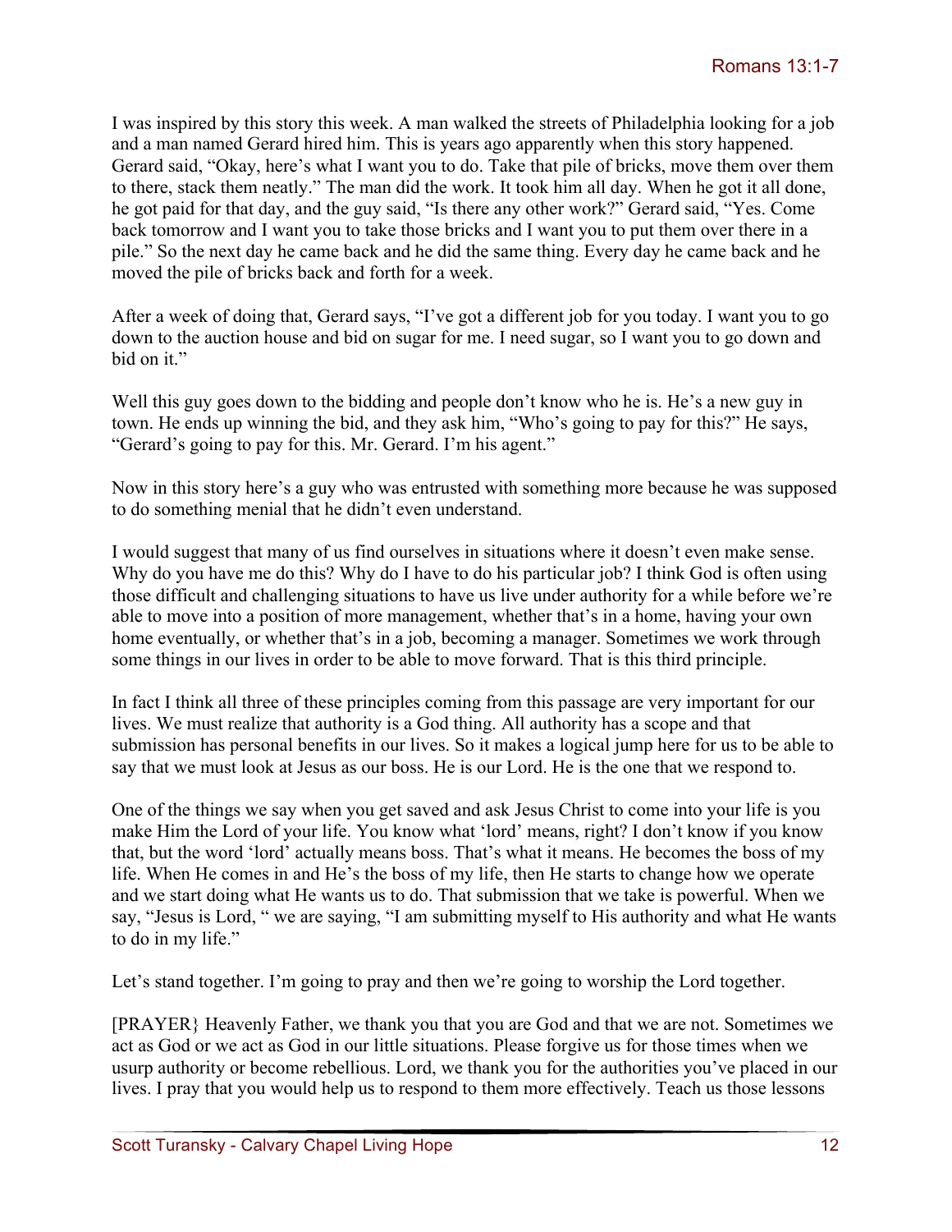I was inspired by this story this week. A man walked the streets of Philadelphia looking for a job and a man named Gerard hired him. This is years ago apparently when this story happened. Gerard said, "Okay, here's what I want you to do. Take that pile of bricks, move them over them to there, stack them neatly." The man did the work. It took him all day. When he got it all done, he got paid for that day, and the guy said, "Is there any other work?" Gerard said, "Yes. Come back tomorrow and I want you to take those bricks and I want you to put them over there in a pile." So the next day he came back and he did the same thing. Every day he came back and he moved the pile of bricks back and forth for a week.

After a week of doing that, Gerard says, "I've got a different job for you today. I want you to go down to the auction house and bid on sugar for me. I need sugar, so I want you to go down and bid on it."

Well this guy goes down to the bidding and people don't know who he is. He's a new guy in town. He ends up winning the bid, and they ask him, "Who's going to pay for this?" He says, "Gerard's going to pay for this. Mr. Gerard. I'm his agent."

Now in this story here's a guy who was entrusted with something more because he was supposed to do something menial that he didn't even understand.

I would suggest that many of us find ourselves in situations where it doesn't even make sense. Why do you have me do this? Why do I have to do his particular job? I think God is often using those difficult and challenging situations to have us live under authority for a while before we're able to move into a position of more management, whether that's in a home, having your own home eventually, or whether that's in a job, becoming a manager. Sometimes we work through some things in our lives in order to be able to move forward. That is this third principle.

In fact I think all three of these principles coming from this passage are very important for our lives. We must realize that authority is a God thing. All authority has a scope and that submission has personal benefits in our lives. So it makes a logical jump here for us to be able to say that we must look at Jesus as our boss. He is our Lord. He is the one that we respond to.

One of the things we say when you get saved and ask Jesus Christ to come into your life is you make Him the Lord of your life. You know what 'lord' means, right? I don't know if you know that, but the word 'lord' actually means boss. That's what it means. He becomes the boss of my life. When He comes in and He's the boss of my life, then He starts to change how we operate and we start doing what He wants us to do. That submission that we take is powerful. When we say, "Jesus is Lord, " we are saying, "I am submitting myself to His authority and what He wants to do in my life."

Let's stand together. I'm going to pray and then we're going to worship the Lord together.

[PRAYER} Heavenly Father, we thank you that you are God and that we are not. Sometimes we act as God or we act as God in our little situations. Please forgive us for those times when we usurp authority or become rebellious. Lord, we thank you for the authorities you've placed in our lives. I pray that you would help us to respond to them more effectively. Teach us those lessons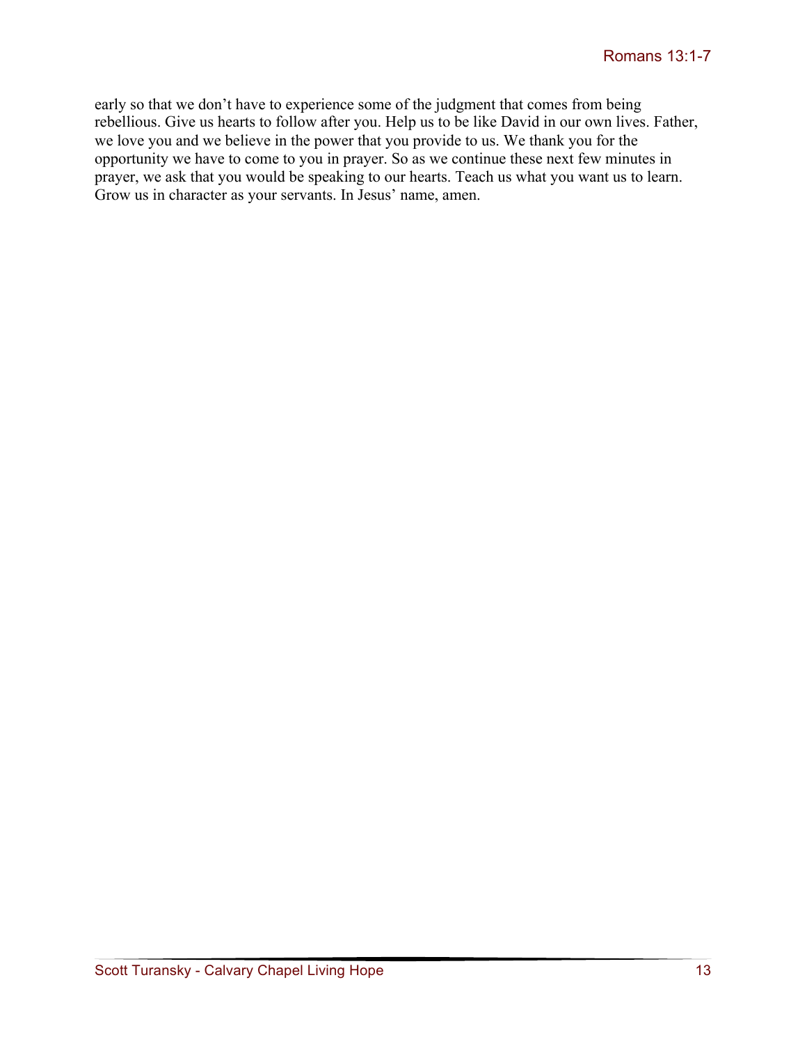early so that we don't have to experience some of the judgment that comes from being rebellious. Give us hearts to follow after you. Help us to be like David in our own lives. Father, we love you and we believe in the power that you provide to us. We thank you for the opportunity we have to come to you in prayer. So as we continue these next few minutes in prayer, we ask that you would be speaking to our hearts. Teach us what you want us to learn. Grow us in character as your servants. In Jesus' name, amen.